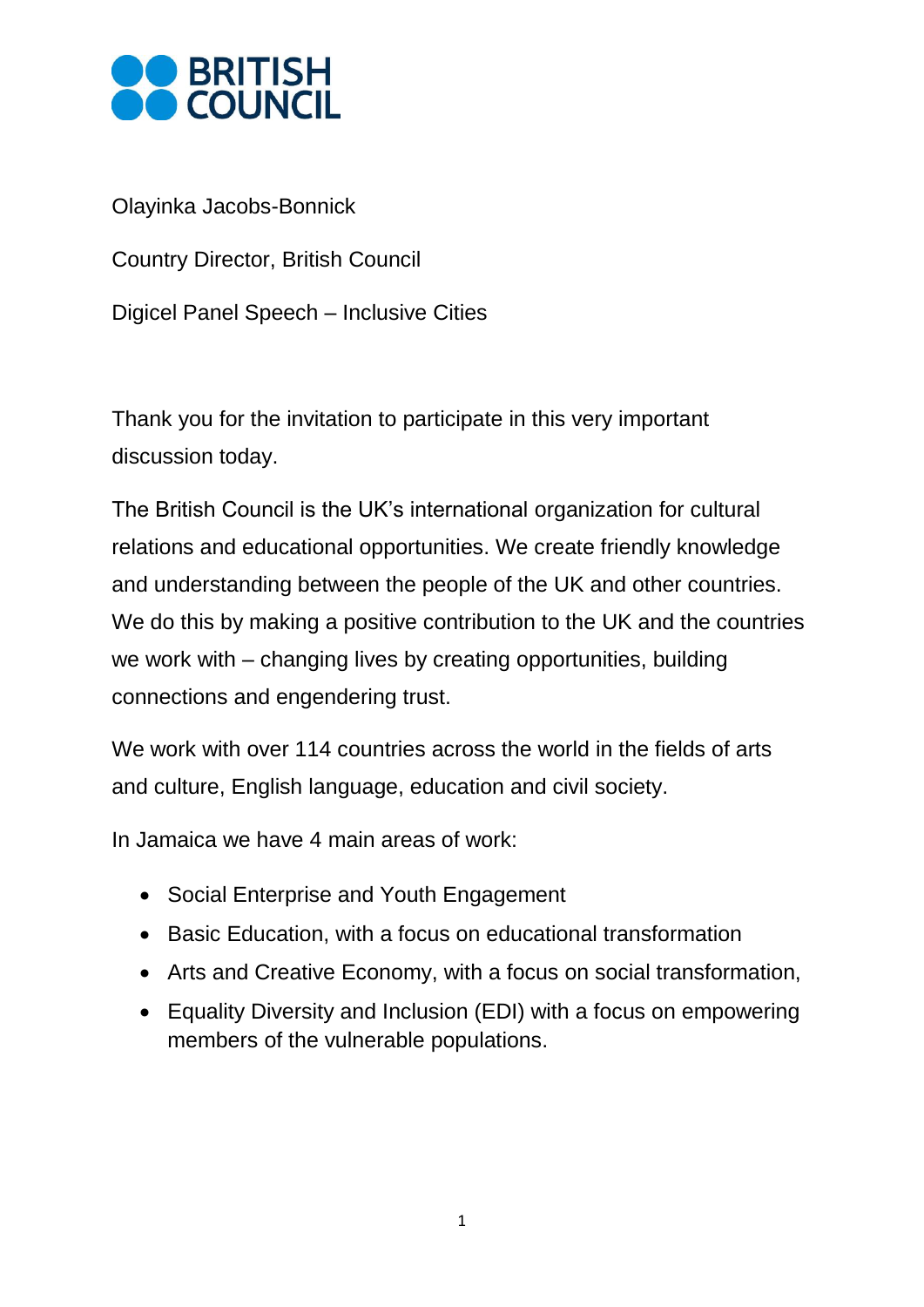Olayinka Jacobs-Bonnick

Country Director, British Council

Digicel Panel Speech – Inclusive Cities

Thank you for the invitation to participate in this very important discussion today.

The British Council is the UK's international organization for cultural relations and educational opportunities. We create friendly knowledge and understanding between the people of the UK and other countries. We do this by making a positive contribution to the UK and the countries we work with – changing lives by creating opportunities, building connections and engendering trust.

We work with over 114 countries across the world in the fields of arts and culture, English language, education and civil society.

In Jamaica we have 4 main areas of work:

- Social Enterprise and Youth Engagement
- Basic Education, with a focus on educational transformation
- Arts and Creative Economy, with a focus on social transformation,
- Equality Diversity and Inclusion (EDI) with a focus on empowering members of the vulnerable populations.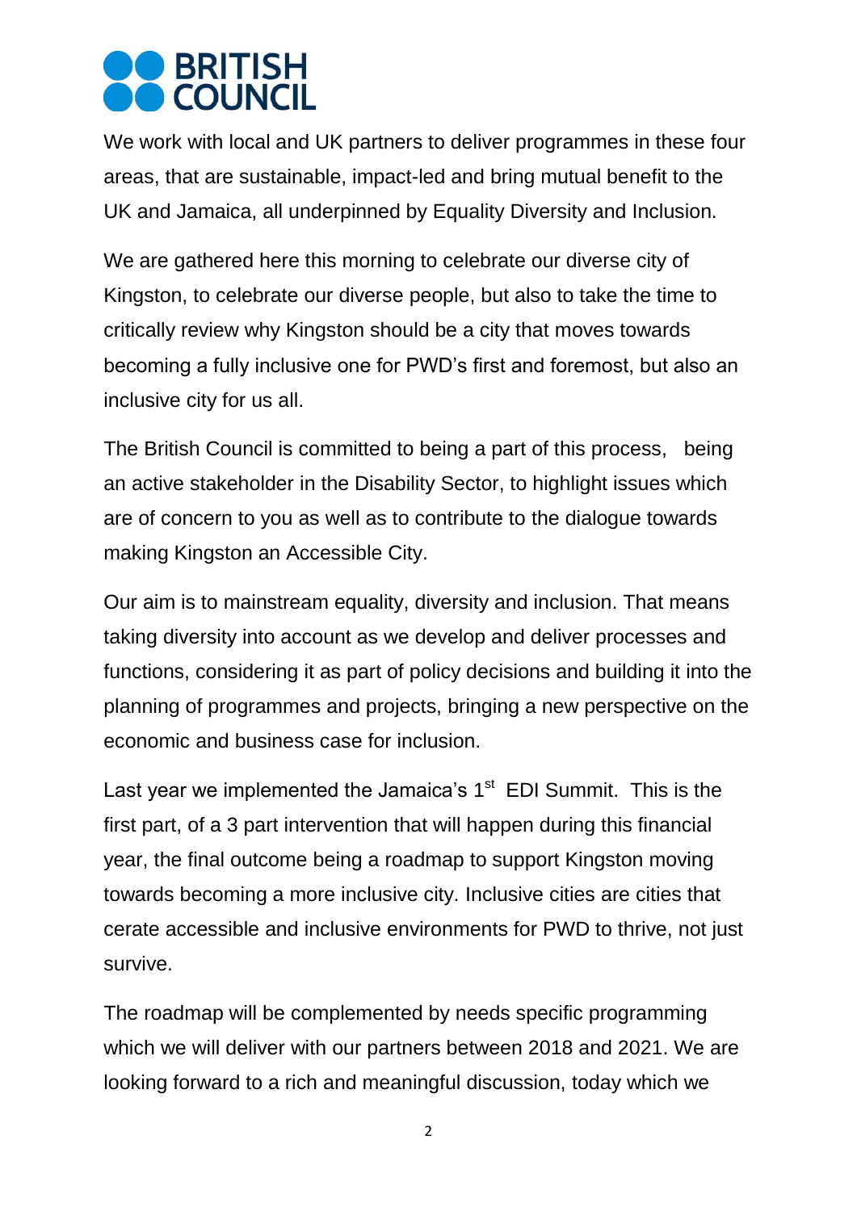**BRITISH COUNCIL**

We work with local and UK partners to deliver programmes in these four areas, that are sustainable, impact-led and bring mutual benefit to the UK and Jamaica, all underpinned by Equality Diversity and Inclusion.

We are gathered here this morning to celebrate our diverse city of Kingston, to celebrate our diverse people, but also to take the time to critically review why Kingston should be a city that moves towards becoming a fully inclusive one for PWD's first and foremost, but also an inclusive city for us all.

The British Council is committed to being a part of this process, being an active stakeholder in the Disability Sector, to highlight issues which are of concern to you as well as to contribute to the dialogue towards making Kingston an Accessible City.

Our aim is to mainstream equality, diversity and inclusion. That means taking diversity into account as we develop and deliver processes and functions, considering it as part of policy decisions and building it into the planning of programmes and projects, bringing a new perspective on the economic and business case for inclusion.

Last year we implemented the Jamaica's 1st EDI Summit. This is the first part, of a 3 part intervention that will happen during this financial year, the final outcome being a roadmap to support Kingston moving towards becoming a more inclusive city. Inclusive cities are cities that cerate accessible and inclusive environments for PWD to thrive, not just survive.

The roadmap will be complemented by needs specific programming which we will deliver with our partners between 2018 and 2021. We are looking forward to a rich and meaningful discussion, today which we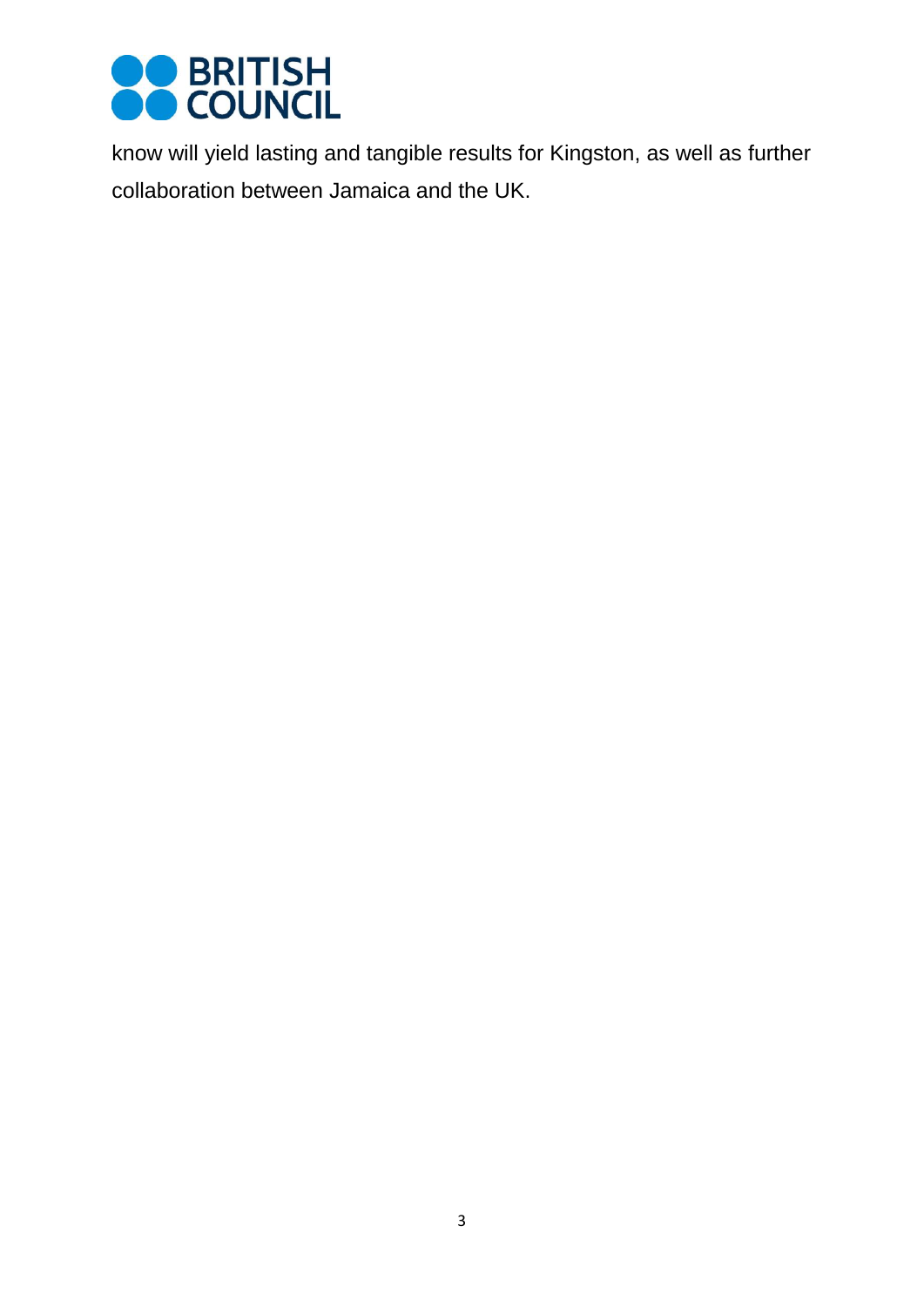know will yield lasting and tangible results for Kingston, as well as further collaboration between Jamaica and the UK.